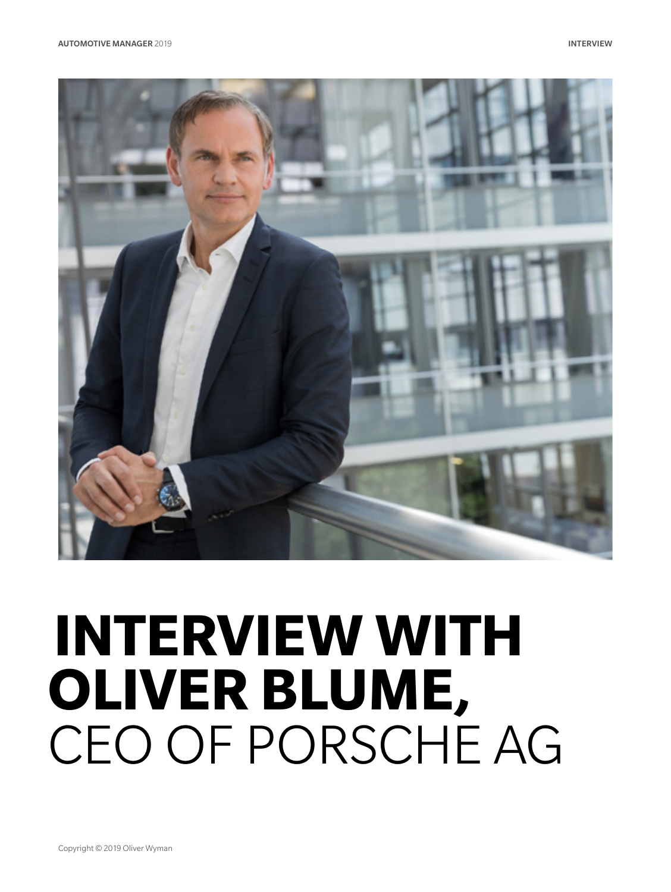# INTERVIEW WITH OLIVER BLUME, CEO OF PORSCHE AG

Copyright © 2019 Oliver Wyman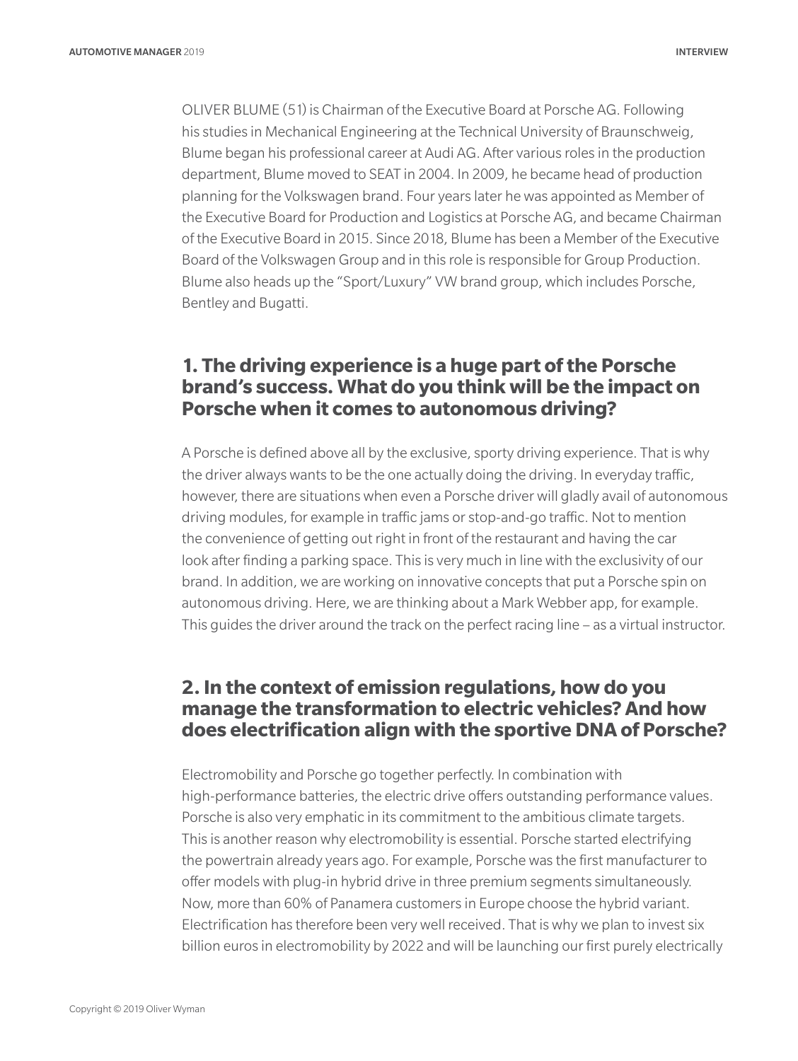OLIVER BLUME (51) is Chairman of the Executive Board at Porsche AG. Following his studies in Mechanical Engineering at the Technical University of Braunschweig, Blume began his professional career at Audi AG. After various roles in the production department, Blume moved to SEAT in 2004. In 2009, he became head of production planning for the Volkswagen brand. Four years later he was appointed as Member of the Executive Board for Production and Logistics at Porsche AG, and became Chairman of the Executive Board in 2015. Since 2018, Blume has been a Member of the Executive Board of the Volkswagen Group and in this role is responsible for Group Production. Blume also heads up the "Sport/Luxury" VW brand group, which includes Porsche, Bentley and Bugatti.

## 1. The driving experience is a huge part of the Porsche brand's success. What do you think will be the impact on Porsche when it comes to autonomous driving?

A Porsche is defined above all by the exclusive, sporty driving experience. That is why the driver always wants to be the one actually doing the driving. In everyday traffic, however, there are situations when even a Porsche driver will gladly avail of autonomous driving modules, for example in traffic jams or stop-and-go traffic. Not to mention the convenience of getting out right in front of the restaurant and having the car look after finding a parking space. This is very much in line with the exclusivity of our brand. In addition, we are working on innovative concepts that put a Porsche spin on autonomous driving. Here, we are thinking about a Mark Webber app, for example. This guides the driver around the track on the perfect racing line – as a virtual instructor.

## 2. In the context of emission regulations, how do you manage the transformation to electric vehicles? And how does electrification align with the sportive DNA of Porsche?

Electromobility and Porsche go together perfectly. In combination with high-performance batteries, the electric drive offers outstanding performance values. Porsche is also very emphatic in its commitment to the ambitious climate targets. This is another reason why electromobility is essential. Porsche started electrifying the powertrain already years ago. For example, Porsche was the first manufacturer to offer models with plug-in hybrid drive in three premium segments simultaneously. Now, more than 60% of Panamera customers in Europe choose the hybrid variant. Electrification has therefore been very well received. That is why we plan to invest six billion euros in electromobility by 2022 and will be launching our first purely electrically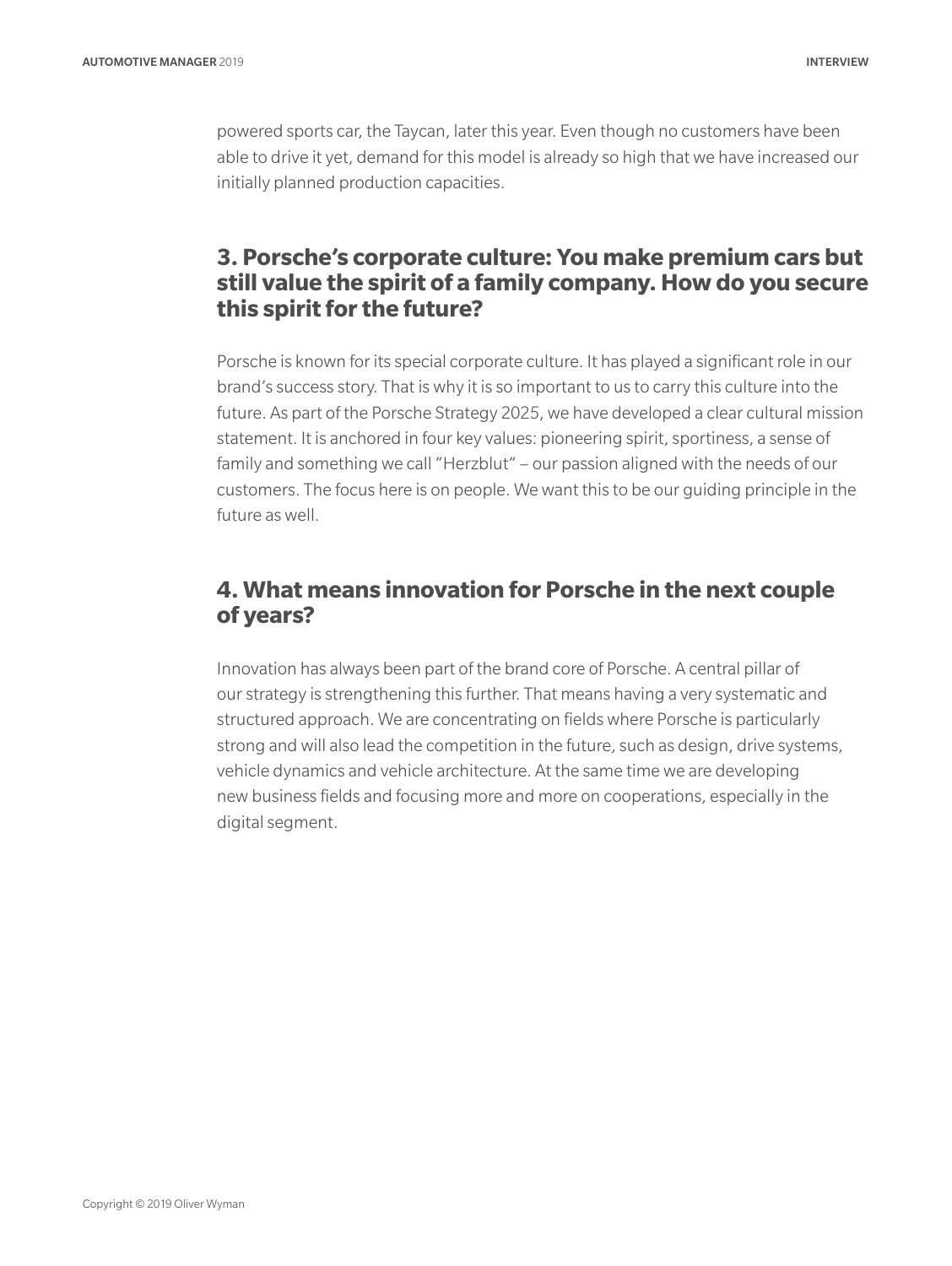powered sports car, the Taycan, later this year. Even though no customers have been able to drive it yet, demand for this model is already so high that we have increased our initially planned production capacities.

## 3. Porsche's corporate culture: You make premium cars but still value the spirit of a family company. How do you secure this spirit for the future?

Porsche is known for its special corporate culture. It has played a significant role in our brand's success story. That is why it is so important to us to carry this culture into the future. As part of the Porsche Strategy 2025, we have developed a clear cultural mission statement. It is anchored in four key values: pioneering spirit, sportiness, a sense of family and something we call "Herzblut" – our passion aligned with the needs of our customers. The focus here is on people. We want this to be our guiding principle in the future as well.

## 4. What means innovation for Porsche in the next couple of years?

Innovation has always been part of the brand core of Porsche. A central pillar of our strategy is strengthening this further. That means having a very systematic and structured approach. We are concentrating on fields where Porsche is particularly strong and will also lead the competition in the future, such as design, drive systems, vehicle dynamics and vehicle architecture. At the same time we are developing new business fields and focusing more and more on cooperations, especially in the digital segment.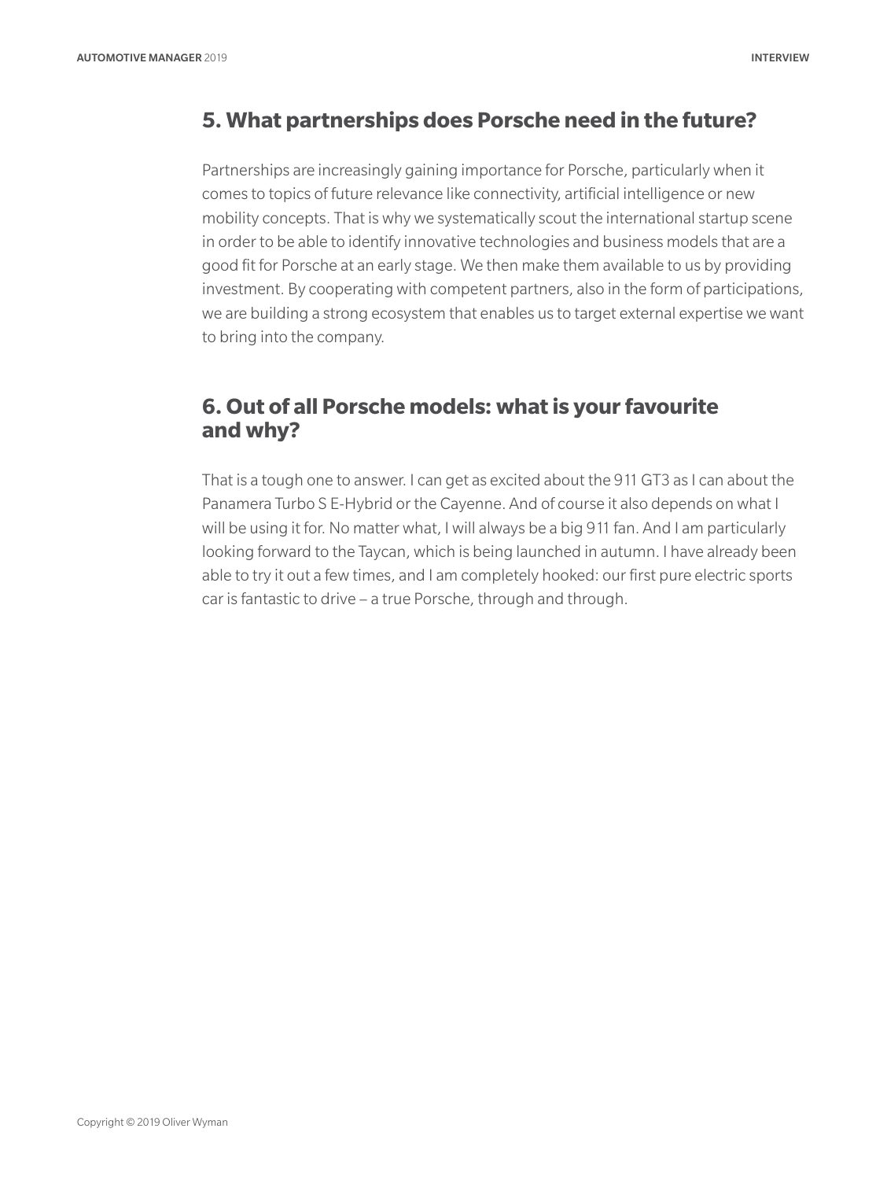## 5. What partnerships does Porsche need in the future?

Partnerships are increasingly gaining importance for Porsche, particularly when it comes to topics of future relevance like connectivity, artificial intelligence or new mobility concepts. That is why we systematically scout the international startup scene in order to be able to identify innovative technologies and business models that are a good fit for Porsche at an early stage. We then make them available to us by providing investment. By cooperating with competent partners, also in the form of participations, we are building a strong ecosystem that enables us to target external expertise we want to bring into the company.

## 6. Out of all Porsche models: what is your favourite and why?

That is a tough one to answer. I can get as excited about the 911 GT3 as I can about the Panamera Turbo S E-Hybrid or the Cayenne. And of course it also depends on what I will be using it for. No matter what, I will always be a big 911 fan. And I am particularly looking forward to the Taycan, which is being launched in autumn. I have already been able to try it out a few times, and I am completely hooked: our first pure electric sports car is fantastic to drive – a true Porsche, through and through.